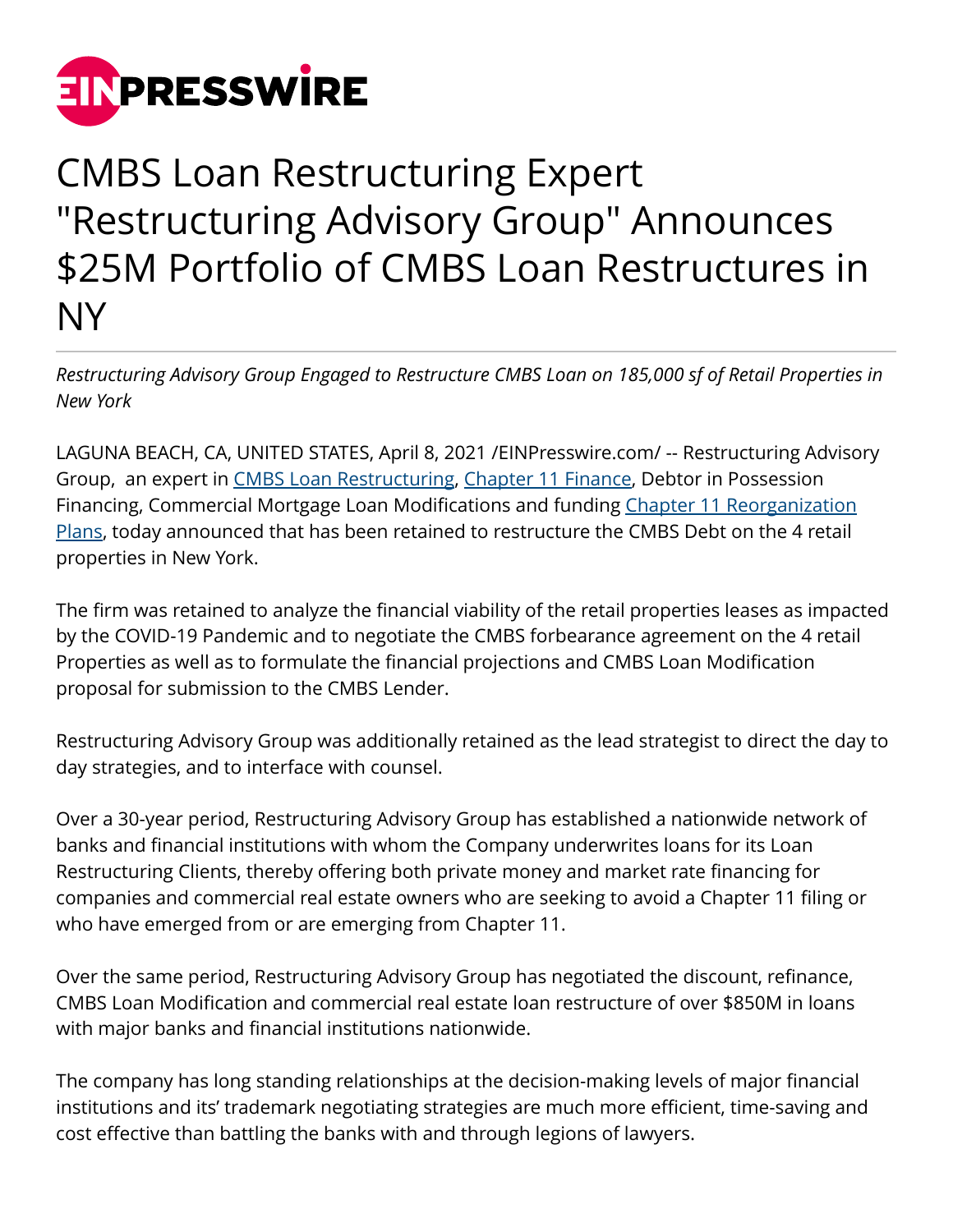# CMBS Loan Restructuring Expert "Restructuring Advisory Group" Announces $25M Portfolio of CMBS Loan Restructures in NY

*Restructuring Advisory Group Engaged to Restructure CMBS Loan on 185,000 sf of Retail Properties in New York*

LAGUNA BEACH, CA, UNITED STATES, April 8, 2021 /EINPresswire.com/ -- Restructuring Advisory Group, an expert in CMBS Loan Restructuring, Chapter 11 Finance, Debtor in Possession Financing, Commercial Mortgage Loan Modifications and funding Chapter 11 Reorganization Plans, today announced that has been retained to restructure the CMBS Debt on the 4 retail properties in New York.

The firm was retained to analyze the financial viability of the retail properties leases as impacted by the COVID-19 Pandemic and to negotiate the CMBS forbearance agreement on the 4 retail Properties as well as to formulate the financial projections and CMBS Loan Modification proposal for submission to the CMBS Lender.

Restructuring Advisory Group was additionally retained as the lead strategist to direct the day to day strategies, and to interface with counsel.

Over a 30-year period, Restructuring Advisory Group has established a nationwide network of banks and financial institutions with whom the Company underwrites loans for its Loan Restructuring Clients, thereby offering both private money and market rate financing for companies and commercial real estate owners who are seeking to avoid a Chapter 11 filing or who have emerged from or are emerging from Chapter 11.

Over the same period, Restructuring Advisory Group has negotiated the discount, refinance, CMBS Loan Modification and commercial real estate loan restructure of over $850M in loans with major banks and financial institutions nationwide.

The company has long standing relationships at the decision-making levels of major financial institutions and its' trademark negotiating strategies are much more efficient, time-saving and cost effective than battling the banks with and through legions of lawyers.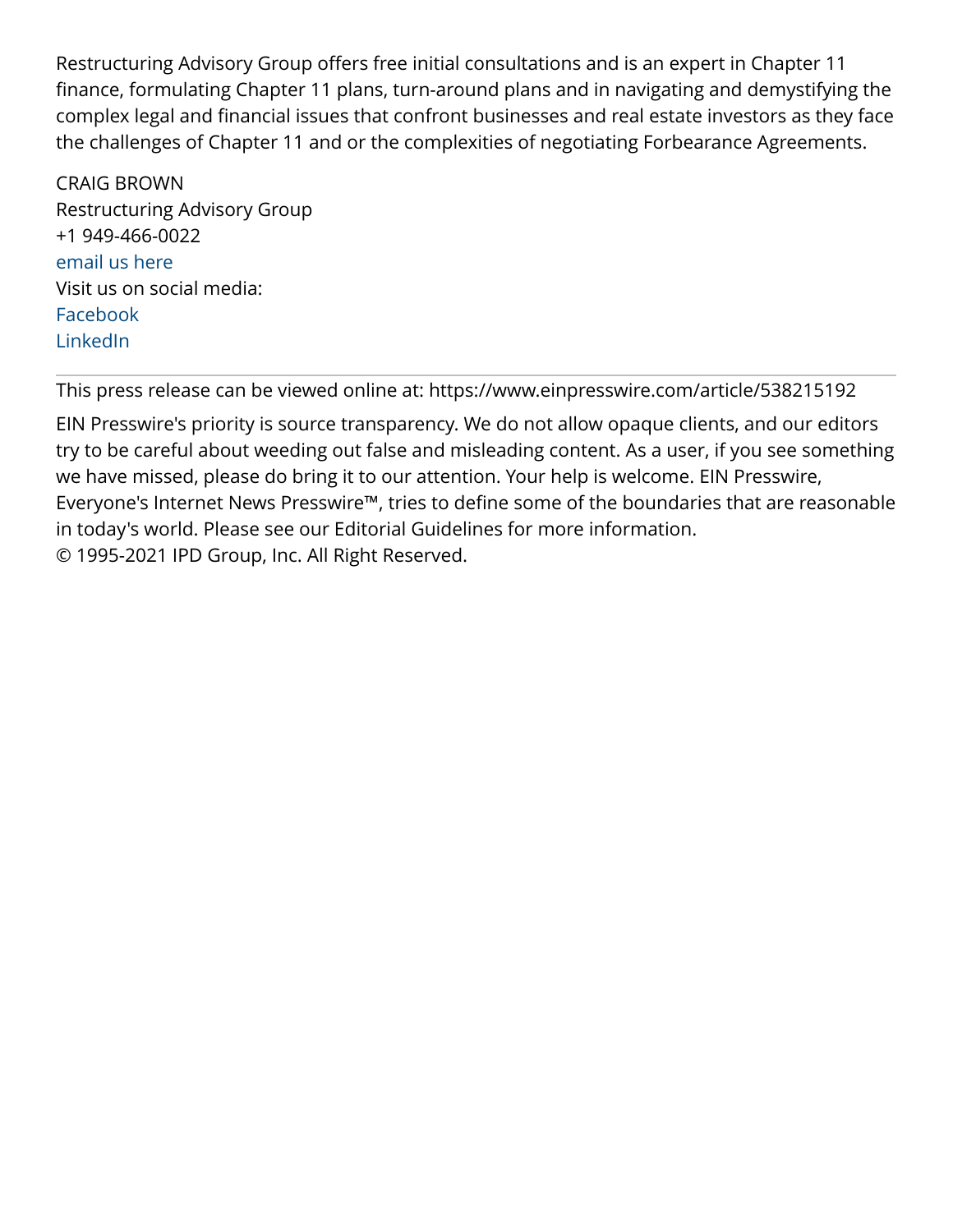Restructuring Advisory Group offers free initial consultations and is an expert in Chapter 11 finance, formulating Chapter 11 plans, turn-around plans and in navigating and demystifying the complex legal and financial issues that confront businesses and real estate investors as they face the challenges of Chapter 11 and or the complexities of negotiating Forbearance Agreements.

CRAIG BROWN
Restructuring Advisory Group
+1 949-466-0022
email us here
Visit us on social media:
Facebook
LinkedIn

---

This press release can be viewed online at: https://www.einpresswire.com/article/538215192

EIN Presswire's priority is source transparency. We do not allow opaque clients, and our editors try to be careful about weeding out false and misleading content. As a user, if you see something we have missed, please do bring it to our attention. Your help is welcome. EIN Presswire, Everyone's Internet News Presswire™, tries to define some of the boundaries that are reasonable in today's world. Please see our Editorial Guidelines for more information.
© 1995-2021 IPD Group, Inc. All Right Reserved.